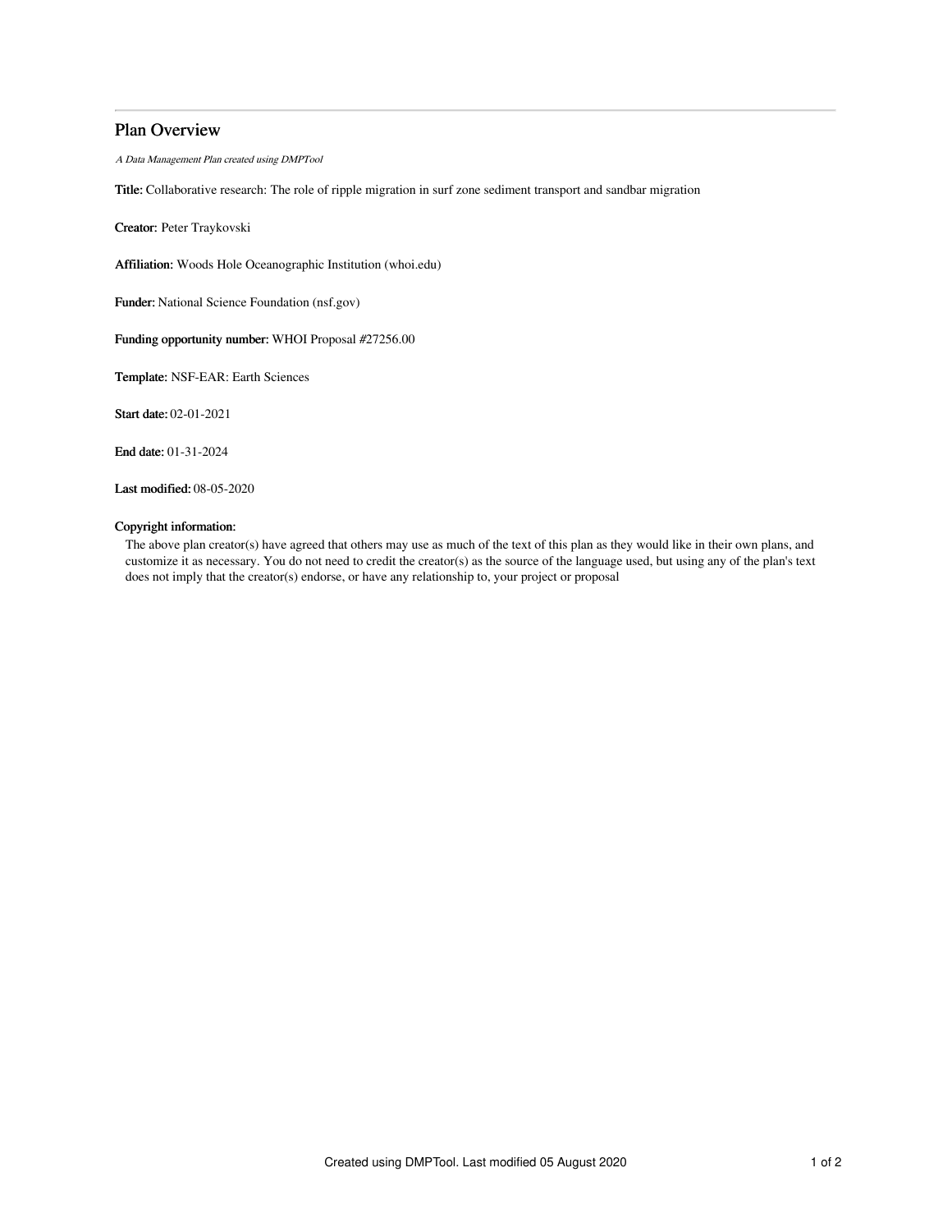# Plan Overview

*A Data Management Plan created using DMPTool*

**Title:** Collaborative research: The role of ripple migration in surf zone sediment transport and sandbar migration

**Creator:** Peter Traykovski

**Affiliation:** Woods Hole Oceanographic Institution (whoi.edu)

**Funder:** National Science Foundation (nsf.gov)

**Funding opportunity number:** WHOI Proposal #27256.00

**Template:** NSF-EAR: Earth Sciences

**Start date:** 02-01-2021

**End date:** 01-31-2024

**Last modified:** 08-05-2020

**Copyright information:**

The above plan creator(s) have agreed that others may use as much of the text of this plan as they would like in their own plans, and customize it as necessary. You do not need to credit the creator(s) as the source of the language used, but using any of the plan's text does not imply that the creator(s) endorse, or have any relationship to, your project or proposal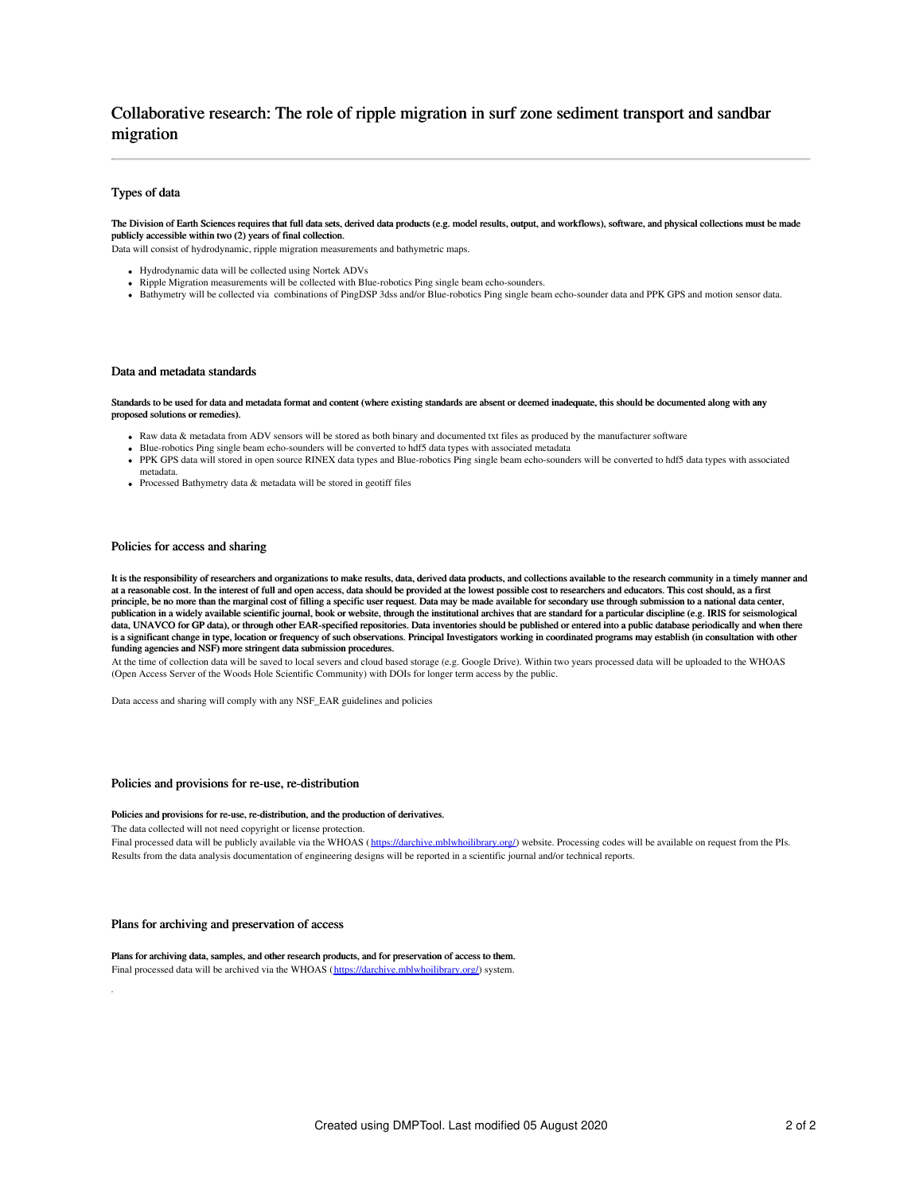# Collaborative research: The role of ripple migration in surf zone sediment transport and sandbar migration

## Types of data

**The Division of Earth Sciences requires that full data sets, derived data products (e.g. model results, output, and workflows), software, and physical collections must be made publicly accessible within two (2) years of final collection.**

Data will consist of hydrodynamic, ripple migration measurements and bathymetric maps.

- Hydrodynamic data will be collected using Nortek ADVs
- Ripple Migration measurements will be collected with Blue-robotics Ping single beam echo-sounders.
- Bathymetry will be collected via combinations of PingDSP 3dss and/or Blue-robotics Ping single beam echo-sounder data and PPK GPS and motion sensor data.

## Data and metadata standards

**Standards to be used for data and metadata format and content (where existing standards are absent or deemed inadequate, this should be documented along with any proposed solutions or remedies).**

- Raw data & metadata from ADV sensors will be stored as both binary and documented txt files as produced by the manufacturer software
- Blue-robotics Ping single beam echo-sounders will be converted to hdf5 data types with associated metadata
- PPK GPS data will stored in open source RINEX data types and Blue-robotics Ping single beam echo-sounders will be converted to hdf5 data types with associated metadata.
- Processed Bathymetry data & metadata will be stored in geotiff files

## Policies for access and sharing

**It is the responsibility of researchers and organizations to make results, data, derived data products, and collections available to the research community in a timely manner and at a reasonable cost. In the interest of full and open access, data should be provided at the lowest possible cost to researchers and educators. This cost should, as a first principle, be no more than the marginal cost of filling a specific user request. Data may be made available for secondary use through submission to a national data center, publication in a widely available scientific journal, book or website, through the institutional archives that are standard for a particular discipline (e.g. IRIS for seismological data, UNAVCO for GP data), or through other EAR-specified repositories. Data inventories should be published or entered into a public database periodically and when there is a significant change in type, location or frequency of such observations. Principal Investigators working in coordinated programs may establish (in consultation with other funding agencies and NSF) more stringent data submission procedures.**

At the time of collection data will be saved to local severs and cloud based storage (e.g. Google Drive). Within two years processed data will be uploaded to the WHOAS (Open Access Server of the Woods Hole Scientific Community) with DOIs for longer term access by the public.

Data access and sharing will comply with any NSF_EAR guidelines and policies

## Policies and provisions for re-use, re-distribution

**Policies and provisions for re-use, re-distribution, and the production of derivatives.**

The data collected will not need copyright or license protection.

Final processed data will be publicly available via the WHOAS ( https://darchive.mblwhoilibrary.org/) website. Processing codes will be available on request from the PIs. Results from the data analysis documentation of engineering designs will be reported in a scientific journal and/or technical reports.

## Plans for archiving and preservation of access

**Plans for archiving data, samples, and other research products, and for preservation of access to them.**

Final processed data will be archived via the WHOAS (https://darchive.mblwhoilibrary.org/) system.

Created using DMPTool. Last modified 05 August 2020